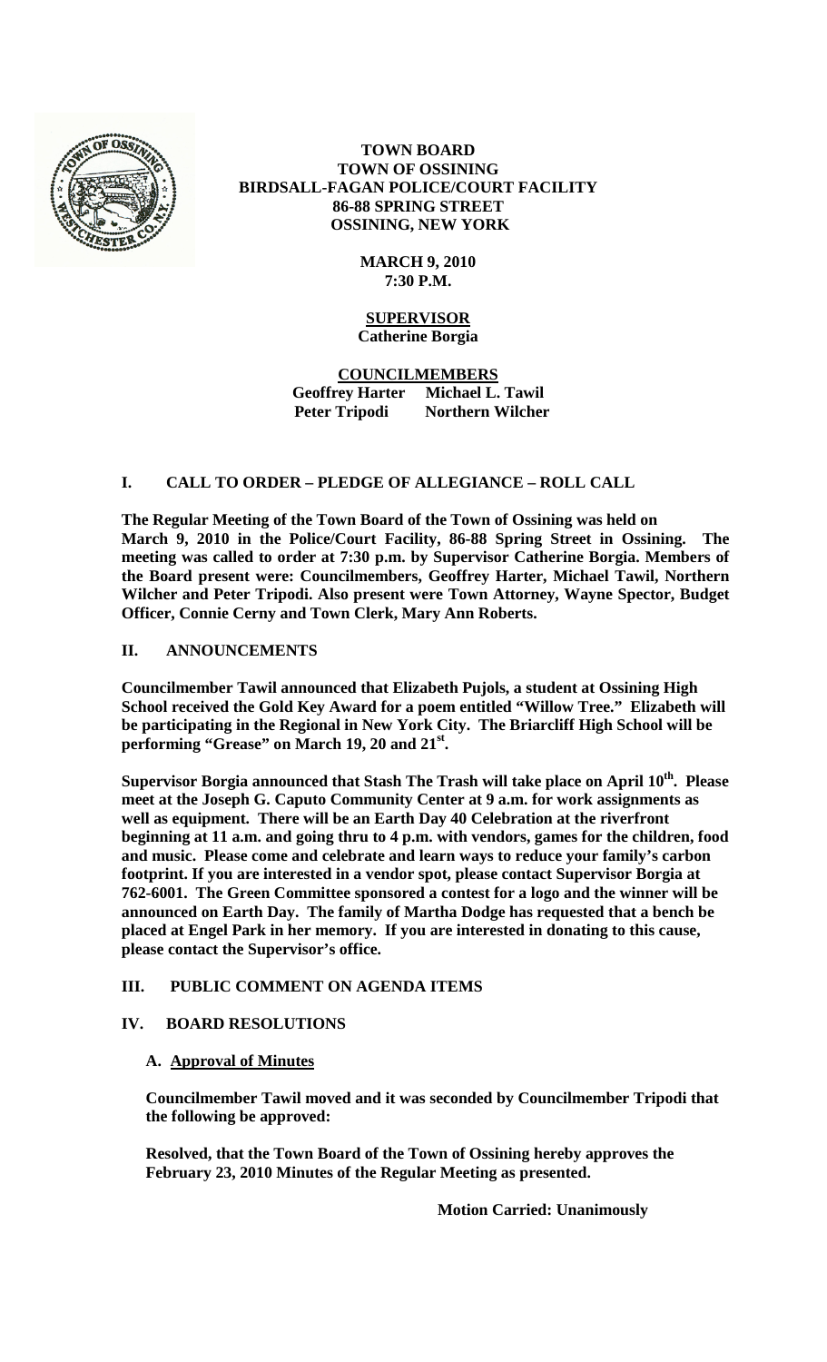**TOWN BOARD**
**TOWN OF OSSINING**
**BIRDSALL-FAGAN POLICE/COURT FACILITY**
**86-88 SPRING STREET**
**OSSINING, NEW YORK**

**MARCH 9, 2010**
**7:30 P.M.**

**SUPERVISOR**
**Catherine Borgia**

**COUNCILMEMBERS**
**Geoffrey Harter  Michael L. Tawil**
**Peter Tripodi  Northern Wilcher**

## I. CALL TO ORDER – PLEDGE OF ALLEGIANCE – ROLL CALL

**The Regular Meeting of the Town Board of the Town of Ossining was held on March 9, 2010 in the Police/Court Facility, 86-88 Spring Street in Ossining. The meeting was called to order at 7:30 p.m. by Supervisor Catherine Borgia. Members of the Board present were: Councilmembers, Geoffrey Harter, Michael Tawil, Northern Wilcher and Peter Tripodi. Also present were Town Attorney, Wayne Spector, Budget Officer, Connie Cerny and Town Clerk, Mary Ann Roberts.**

## II. ANNOUNCEMENTS

**Councilmember Tawil announced that Elizabeth Pujols, a student at Ossining High School received the Gold Key Award for a poem entitled "Willow Tree." Elizabeth will be participating in the Regional in New York City. The Briarcliff High School will be performing "Grease" on March 19, 20 and 21st.**

**Supervisor Borgia announced that Stash The Trash will take place on April 10th. Please meet at the Joseph G. Caputo Community Center at 9 a.m. for work assignments as well as equipment. There will be an Earth Day 40 Celebration at the riverfront beginning at 11 a.m. and going thru to 4 p.m. with vendors, games for the children, food and music. Please come and celebrate and learn ways to reduce your family's carbon footprint. If you are interested in a vendor spot, please contact Supervisor Borgia at 762-6001. The Green Committee sponsored a contest for a logo and the winner will be announced on Earth Day. The family of Martha Dodge has requested that a bench be placed at Engel Park in her memory. If you are interested in donating to this cause, please contact the Supervisor's office.**

## III. PUBLIC COMMENT ON AGENDA ITEMS

## IV. BOARD RESOLUTIONS

### A. Approval of Minutes

**Councilmember Tawil moved and it was seconded by Councilmember Tripodi that the following be approved:**

**Resolved, that the Town Board of the Town of Ossining hereby approves the February 23, 2010 Minutes of the Regular Meeting as presented.**

**Motion Carried: Unanimously**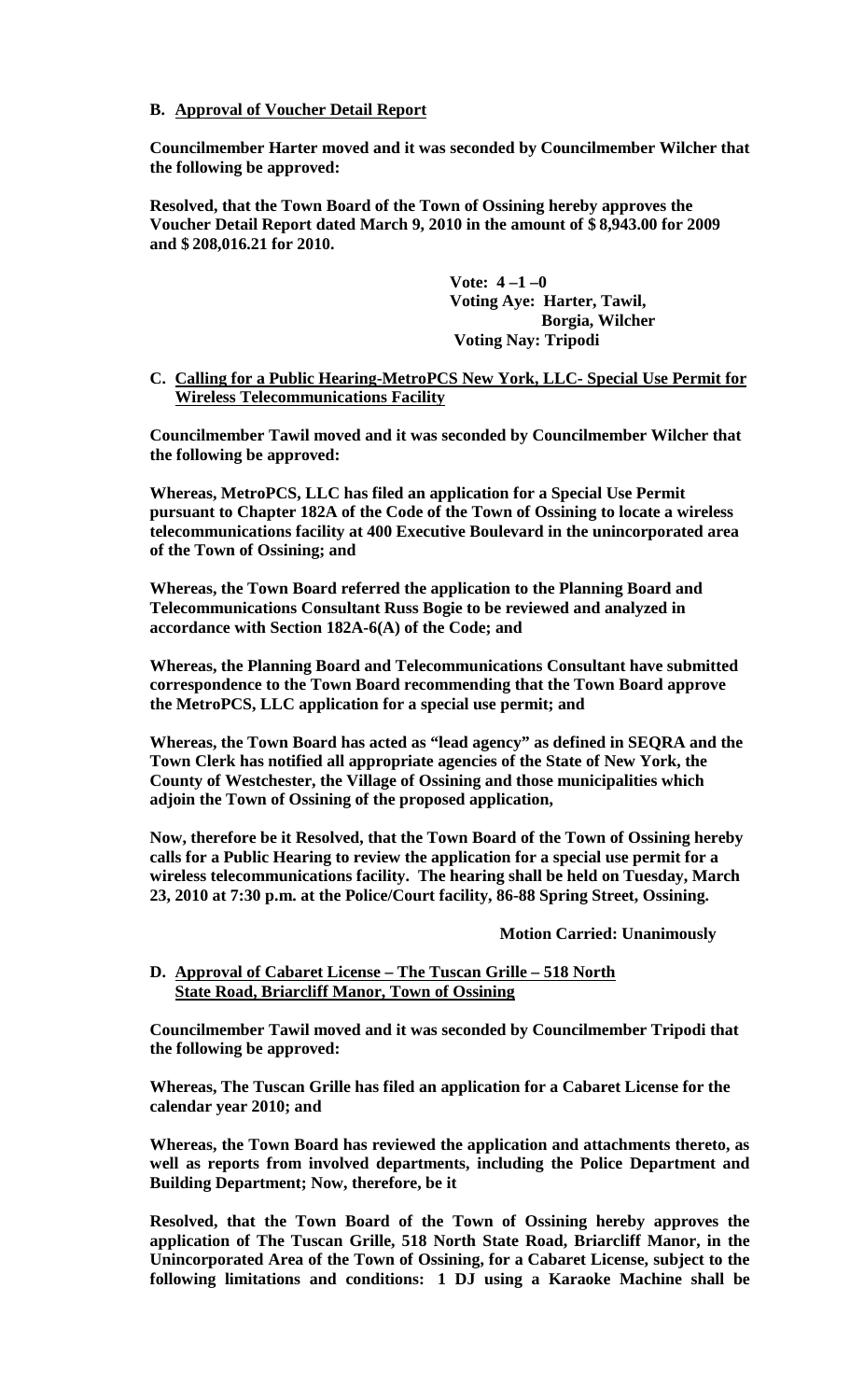**B. Approval of Voucher Detail Report**

**Councilmember Harter moved and it was seconded by Councilmember Wilcher that the following be approved:**

**Resolved, that the Town Board of the Town of Ossining hereby approves the Voucher Detail Report dated March 9, 2010 in the amount of $ 8,943.00 for 2009 and $ 208,016.21 for 2010.**

**Vote: 4 –1 –0**
**Voting Aye: Harter, Tawil, Borgia, Wilcher**
**Voting Nay: Tripodi**

**C. Calling for a Public Hearing-MetroPCS New York, LLC- Special Use Permit for Wireless Telecommunications Facility**

**Councilmember Tawil moved and it was seconded by Councilmember Wilcher that the following be approved:**

**Whereas, MetroPCS, LLC has filed an application for a Special Use Permit pursuant to Chapter 182A of the Code of the Town of Ossining to locate a wireless telecommunications facility at 400 Executive Boulevard in the unincorporated area of the Town of Ossining; and**

**Whereas, the Town Board referred the application to the Planning Board and Telecommunications Consultant Russ Bogie to be reviewed and analyzed in accordance with Section 182A-6(A) of the Code; and**

**Whereas, the Planning Board and Telecommunications Consultant have submitted correspondence to the Town Board recommending that the Town Board approve the MetroPCS, LLC application for a special use permit; and**

**Whereas, the Town Board has acted as "lead agency" as defined in SEQRA and the Town Clerk has notified all appropriate agencies of the State of New York, the County of Westchester, the Village of Ossining and those municipalities which adjoin the Town of Ossining of the proposed application,**

**Now, therefore be it Resolved, that the Town Board of the Town of Ossining hereby calls for a Public Hearing to review the application for a special use permit for a wireless telecommunications facility. The hearing shall be held on Tuesday, March 23, 2010 at 7:30 p.m. at the Police/Court facility, 86-88 Spring Street, Ossining.**

**Motion Carried: Unanimously**

**D. Approval of Cabaret License – The Tuscan Grille – 518 North State Road, Briarcliff Manor, Town of Ossining**

**Councilmember Tawil moved and it was seconded by Councilmember Tripodi that the following be approved:**

**Whereas, The Tuscan Grille has filed an application for a Cabaret License for the calendar year 2010; and**

**Whereas, the Town Board has reviewed the application and attachments thereto, as well as reports from involved departments, including the Police Department and Building Department; Now, therefore, be it**

**Resolved, that the Town Board of the Town of Ossining hereby approves the application of The Tuscan Grille, 518 North State Road, Briarcliff Manor, in the Unincorporated Area of the Town of Ossining, for a Cabaret License, subject to the following limitations and conditions: 1 DJ using a Karaoke Machine shall be**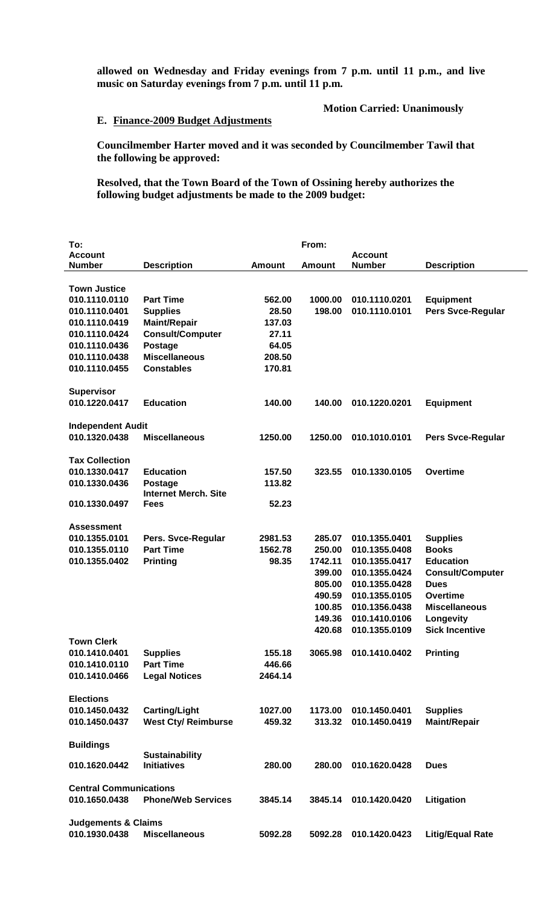**allowed on Wednesday and Friday evenings from 7 p.m. until 11 p.m., and live music on Saturday evenings from 7 p.m. until 11 p.m.**

**Motion Carried: Unanimously**

**E. Finance-2009 Budget Adjustments**

**Councilmember Harter moved and it was seconded by Councilmember Tawil that the following be approved:**

**Resolved, that the Town Board of the Town of Ossining hereby authorizes the following budget adjustments be made to the 2009 budget:**

| To: Account Number | Description | Amount | From: Amount | Account Number | Description |
|---|---|---|---|---|---|
| **Town Justice** | | | | | |
| 010.1110.0110 | Part Time | 562.00 | 1000.00 | 010.1110.0201 | Equipment |
| 010.1110.0401 | Supplies | 28.50 | 198.00 | 010.1110.0101 | Pers Svce-Regular |
| 010.1110.0419 | Maint/Repair | 137.03 | | | |
| 010.1110.0424 | Consult/Computer | 27.11 | | | |
| 010.1110.0436 | Postage | 64.05 | | | |
| 010.1110.0438 | Miscellaneous | 208.50 | | | |
| 010.1110.0455 | Constables | 170.81 | | | |
| **Supervisor** | | | | | |
| 010.1220.0417 | Education | 140.00 | 140.00 | 010.1220.0201 | Equipment |
| **Independent Audit** | | | | | |
| 010.1320.0438 | Miscellaneous | 1250.00 | 1250.00 | 010.1010.0101 | Pers Svce-Regular |
| **Tax Collection** | | | | | |
| 010.1330.0417 | Education | 157.50 | 323.55 | 010.1330.0105 | Overtime |
| 010.1330.0436 | Postage | 113.82 | | | |
| 010.1330.0497 | Internet Merch. Site Fees | 52.23 | | | |
| **Assessment** | | | | | |
| 010.1355.0101 | Pers. Svce-Regular | 2981.53 | 285.07 | 010.1355.0401 | Supplies |
| 010.1355.0110 | Part Time | 1562.78 | 250.00 | 010.1355.0408 | Books |
| 010.1355.0402 | Printing | 98.35 | 1742.11 | 010.1355.0417 | Education |
| | | | 399.00 | 010.1355.0424 | Consult/Computer |
| | | | 805.00 | 010.1355.0428 | Dues |
| | | | 490.59 | 010.1355.0105 | Overtime |
| | | | 100.85 | 010.1356.0438 | Miscellaneous |
| | | | 149.36 | 010.1410.0106 | Longevity |
| | | | 420.68 | 010.1355.0109 | Sick Incentive |
| **Town Clerk** | | | | | |
| 010.1410.0401 | Supplies | 155.18 | 3065.98 | 010.1410.0402 | Printing |
| 010.1410.0110 | Part Time | 446.66 | | | |
| 010.1410.0466 | Legal Notices | 2464.14 | | | |
| **Elections** | | | | | |
| 010.1450.0432 | Carting/Light | 1027.00 | 1173.00 | 010.1450.0401 | Supplies |
| 010.1450.0437 | West Cty/ Reimburse | 459.32 | 313.32 | 010.1450.0419 | Maint/Repair |
| **Buildings** | | | | | |
| 010.1620.0442 | Sustainability Initiatives | 280.00 | 280.00 | 010.1620.0428 | Dues |
| **Central Communications** | | | | | |
| 010.1650.0438 | Phone/Web Services | 3845.14 | 3845.14 | 010.1420.0420 | Litigation |
| **Judgements & Claims** | | | | | |
| 010.1930.0438 | Miscellaneous | 5092.28 | 5092.28 | 010.1420.0423 | Litig/Equal Rate |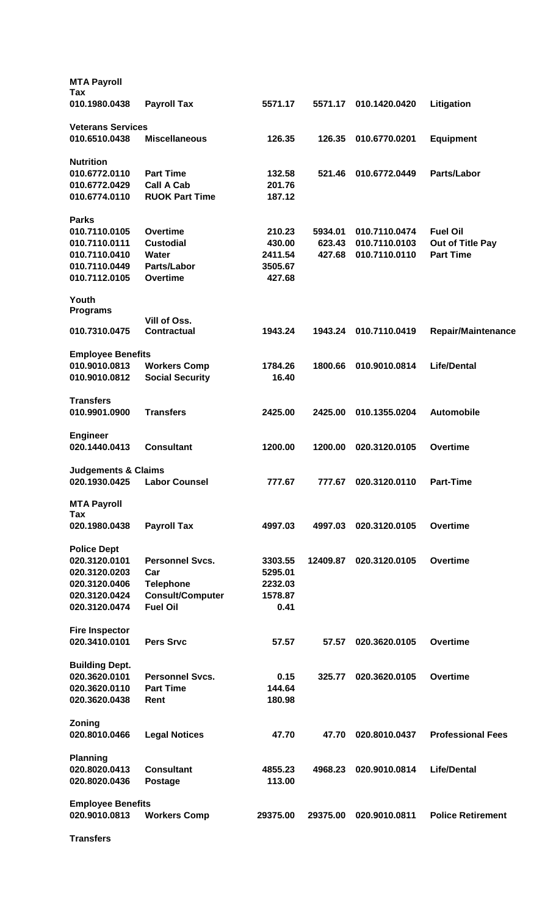| | | | | | |
|---|---|---|---|---|---|
| **MTA Payroll Tax** | | | | | |
| **010.1980.0438** | **Payroll Tax** | **5571.17** | **5571.17** | **010.1420.0420** | **Litigation** |
| **Veterans Services** | | | | | |
| **010.6510.0438** | **Miscellaneous** | **126.35** | **126.35** | **010.6770.0201** | **Equipment** |
| **Nutrition** | | | | | |
| **010.6772.0110** | **Part Time** | **132.58** | **521.46** | **010.6772.0449** | **Parts/Labor** |
| **010.6772.0429** | **Call A Cab** | **201.76** | | | |
| **010.6774.0110** | **RUOK Part Time** | **187.12** | | | |
| **Parks** | | | | | |
| **010.7110.0105** | **Overtime** | **210.23** | **5934.01** | **010.7110.0474** | **Fuel Oil** |
| **010.7110.0111** | **Custodial** | **430.00** | **623.43** | **010.7110.0103** | **Out of Title Pay** |
| **010.7110.0410** | **Water** | **2411.54** | **427.68** | **010.7110.0110** | **Part Time** |
| **010.7110.0449** | **Parts/Labor** | **3505.67** | | | |
| **010.7112.0105** | **Overtime** | **427.68** | | | |
| **Youth Programs** | | | | | |
| **010.7310.0475** | **Vill of Oss. Contractual** | **1943.24** | **1943.24** | **010.7110.0419** | **Repair/Maintenance** |
| **Employee Benefits** | | | | | |
| **010.9010.0813** | **Workers Comp** | **1784.26** | **1800.66** | **010.9010.0814** | **Life/Dental** |
| **010.9010.0812** | **Social Security** | **16.40** | | | |
| **Transfers** | | | | | |
| **010.9901.0900** | **Transfers** | **2425.00** | **2425.00** | **010.1355.0204** | **Automobile** |
| **Engineer** | | | | | |
| **020.1440.0413** | **Consultant** | **1200.00** | **1200.00** | **020.3120.0105** | **Overtime** |
| **Judgements & Claims** | | | | | |
| **020.1930.0425** | **Labor Counsel** | **777.67** | **777.67** | **020.3120.0110** | **Part-Time** |
| **MTA Payroll Tax** | | | | | |
| **020.1980.0438** | **Payroll Tax** | **4997.03** | **4997.03** | **020.3120.0105** | **Overtime** |
| **Police Dept** | | | | | |
| **020.3120.0101** | **Personnel Svcs.** | **3303.55** | **12409.87** | **020.3120.0105** | **Overtime** |
| **020.3120.0203** | **Car** | **5295.01** | | | |
| **020.3120.0406** | **Telephone** | **2232.03** | | | |
| **020.3120.0424** | **Consult/Computer** | **1578.87** | | | |
| **020.3120.0474** | **Fuel Oil** | **0.41** | | | |
| **Fire Inspector** | | | | | |
| **020.3410.0101** | **Pers Srvc** | **57.57** | **57.57** | **020.3620.0105** | **Overtime** |
| **Building Dept.** | | | | | |
| **020.3620.0101** | **Personnel Svcs.** | **0.15** | **325.77** | **020.3620.0105** | **Overtime** |
| **020.3620.0110** | **Part Time** | **144.64** | | | |
| **020.3620.0438** | **Rent** | **180.98** | | | |
| **Zoning** | | | | | |
| **020.8010.0466** | **Legal Notices** | **47.70** | **47.70** | **020.8010.0437** | **Professional Fees** |
| **Planning** | | | | | |
| **020.8020.0413** | **Consultant** | **4855.23** | **4968.23** | **020.9010.0814** | **Life/Dental** |
| **020.8020.0436** | **Postage** | **113.00** | | | |
| **Employee Benefits** | | | | | |
| **020.9010.0813** | **Workers Comp** | **29375.00** | **29375.00** | **020.9010.0811** | **Police Retirement** |
| **Transfers** | | | | | |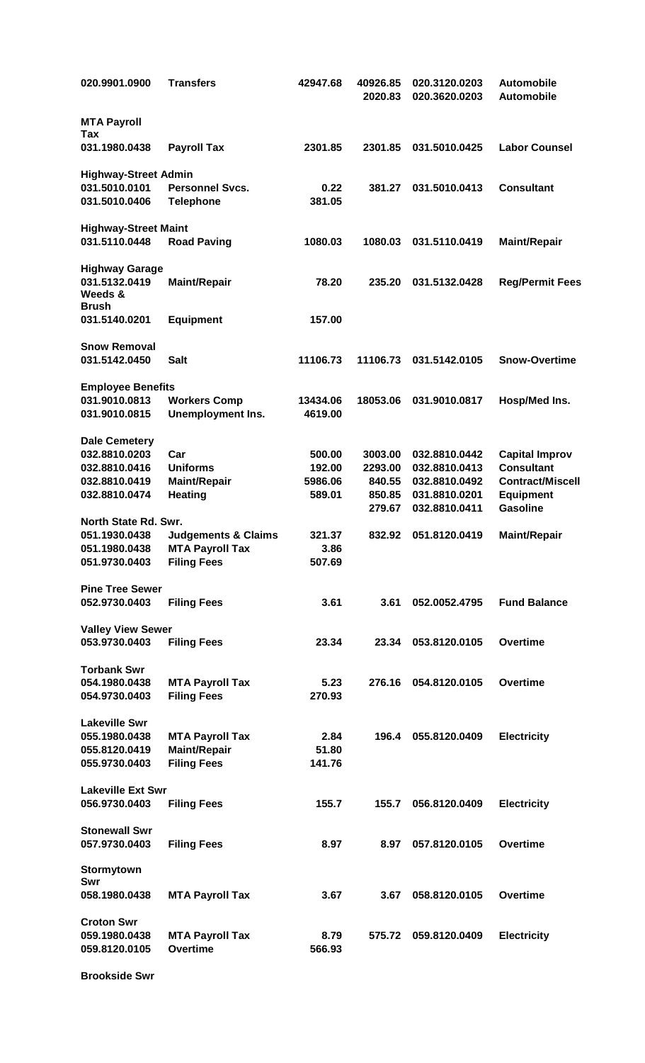| | | | | | |
|---|---|---|---|---|---|
| 020.9901.0900 | Transfers | 42947.68 | 40926.85 | 020.3120.0203 | Automobile |
| | | | 2020.83 | 020.3620.0203 | Automobile |
| **MTA Payroll Tax** | | | | | |
| 031.1980.0438 | Payroll Tax | 2301.85 | 2301.85 | 031.5010.0425 | Labor Counsel |
| **Highway-Street Admin** | | | | | |
| 031.5010.0101 | Personnel Svcs. | 0.22 | 381.27 | 031.5010.0413 | Consultant |
| 031.5010.0406 | Telephone | 381.05 | | | |
| **Highway-Street Maint** | | | | | |
| 031.5110.0448 | Road Paving | 1080.03 | 1080.03 | 031.5110.0419 | Maint/Repair |
| **Highway Garage** | | | | | |
| 031.5132.0419 | Maint/Repair | 78.20 | 235.20 | 031.5132.0428 | Reg/Permit Fees |
| **Weeds & Brush** | | | | | |
| 031.5140.0201 | Equipment | 157.00 | | | |
| **Snow Removal** | | | | | |
| 031.5142.0450 | Salt | 11106.73 | 11106.73 | 031.5142.0105 | Snow-Overtime |
| **Employee Benefits** | | | | | |
| 031.9010.0813 | Workers Comp | 13434.06 | 18053.06 | 031.9010.0817 | Hosp/Med Ins. |
| 031.9010.0815 | Unemployment Ins. | 4619.00 | | | |
| **Dale Cemetery** | | | | | |
| 032.8810.0203 | Car | 500.00 | 3003.00 | 032.8810.0442 | Capital Improv |
| 032.8810.0416 | Uniforms | 192.00 | 2293.00 | 032.8810.0413 | Consultant |
| 032.8810.0419 | Maint/Repair | 5986.06 | 840.55 | 032.8810.0492 | Contract/Miscell |
| 032.8810.0474 | Heating | 589.01 | 850.85 | 031.8810.0201 | Equipment |
| | | | 279.67 | 032.8810.0411 | Gasoline |
| **North State Rd. Swr.** | | | | | |
| 051.1930.0438 | Judgements & Claims | 321.37 | 832.92 | 051.8120.0419 | Maint/Repair |
| 051.1980.0438 | MTA Payroll Tax | 3.86 | | | |
| 051.9730.0403 | Filing Fees | 507.69 | | | |
| **Pine Tree Sewer** | | | | | |
| 052.9730.0403 | Filing Fees | 3.61 | 3.61 | 052.0052.4795 | Fund Balance |
| **Valley View Sewer** | | | | | |
| 053.9730.0403 | Filing Fees | 23.34 | 23.34 | 053.8120.0105 | Overtime |
| **Torbank Swr** | | | | | |
| 054.1980.0438 | MTA Payroll Tax | 5.23 | 276.16 | 054.8120.0105 | Overtime |
| 054.9730.0403 | Filing Fees | 270.93 | | | |
| **Lakeville Swr** | | | | | |
| 055.1980.0438 | MTA Payroll Tax | 2.84 | 196.4 | 055.8120.0409 | Electricity |
| 055.8120.0419 | Maint/Repair | 51.80 | | | |
| 055.9730.0403 | Filing Fees | 141.76 | | | |
| **Lakeville Ext Swr** | | | | | |
| 056.9730.0403 | Filing Fees | 155.7 | 155.7 | 056.8120.0409 | Electricity |
| **Stonewall Swr** | | | | | |
| 057.9730.0403 | Filing Fees | 8.97 | 8.97 | 057.8120.0105 | Overtime |
| **Stormytown Swr** | | | | | |
| 058.1980.0438 | MTA Payroll Tax | 3.67 | 3.67 | 058.8120.0105 | Overtime |
| **Croton Swr** | | | | | |
| 059.1980.0438 | MTA Payroll Tax | 8.79 | 575.72 | 059.8120.0409 | Electricity |
| 059.8120.0105 | Overtime | 566.93 | | | |
| **Brookside Swr** | | | | | |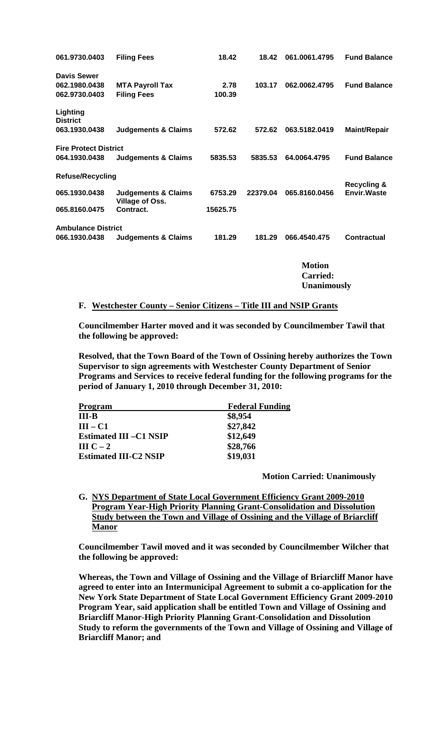| | | | | | |
|---|---|---|---|---|---|
| **061.9730.0403** | **Filing Fees** | **18.42** | **18.42** | **061.0061.4795** | **Fund Balance** |
| **Davis Sewer** | | | | | |
| **062.1980.0438** | **MTA Payroll Tax** | **2.78** | **103.17** | **062.0062.4795** | **Fund Balance** |
| **062.9730.0403** | **Filing Fees** | **100.39** | | | |
| **Lighting District** | | | | | |
| **063.1930.0438** | **Judgements & Claims** | **572.62** | **572.62** | **063.5182.0419** | **Maint/Repair** |
| **Fire Protect District** | | | | | |
| **064.1930.0438** | **Judgements & Claims** | **5835.53** | **5835.53** | **64.0064.4795** | **Fund Balance** |
| **Refuse/Recycling** | | | | | |
| **065.1930.0438** | **Judgements & Claims** | **6753.29** | **22379.04** | **065.8160.0456** | **Recycling & Envir.Waste** |
| **065.8160.0475** | **Village of Oss. Contract.** | **15625.75** | | | |
| **Ambulance District** | | | | | |
| **066.1930.0438** | **Judgements & Claims** | **181.29** | **181.29** | **066.4540.475** | **Contractual** |

**Motion Carried: Unanimously**

**F. <u>Westchester County – Senior Citizens – Title III and NSIP Grants</u>**

**Councilmember Harter moved and it was seconded by Councilmember Tawil that the following be approved:**

**Resolved, that the Town Board of the Town of Ossining hereby authorizes the Town Supervisor to sign agreements with Westchester County Department of Senior Programs and Services to receive federal funding for the following programs for the period of January 1, 2010 through December 31, 2010:**

| Program | Federal Funding |
|---|---|
| **III-B** | **$8,954** |
| **III – C1** | **$27,842** |
| **Estimated III –C1 NSIP** | **$12,649** |
| **III C – 2** | **$28,766** |
| **Estimated III-C2 NSIP** | **$19,031** |

**Motion Carried: Unanimously**

**G. <u>NYS Department of State Local Government Efficiency Grant 2009-2010 Program Year-High Priority Planning Grant-Consolidation and Dissolution Study between the Town and Village of Ossining and the Village of Briarcliff Manor</u>**

**Councilmember Tawil moved and it was seconded by Councilmember Wilcher that the following be approved:**

**Whereas, the Town and Village of Ossining and the Village of Briarcliff Manor have agreed to enter into an Intermunicipal Agreement to submit a co-application for the New York State Department of State Local Government Efficiency Grant 2009-2010 Program Year, said application shall be entitled Town and Village of Ossining and Briarcliff Manor-High Priority Planning Grant-Consolidation and Dissolution Study to reform the governments of the Town and Village of Ossining and Village of Briarcliff Manor; and**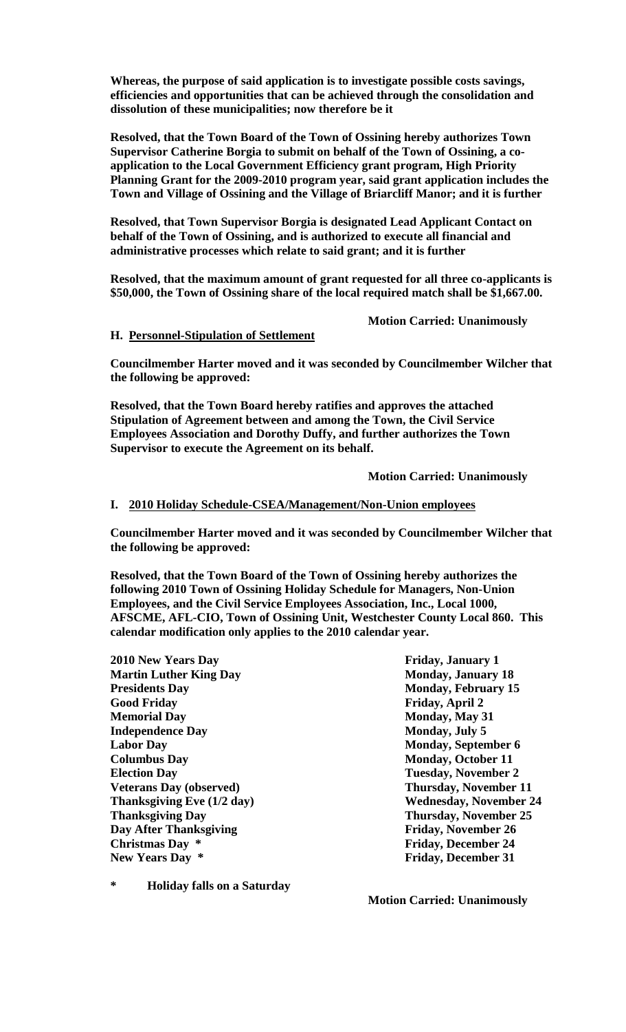**Whereas, the purpose of said application is to investigate possible costs savings, efficiencies and opportunities that can be achieved through the consolidation and dissolution of these municipalities; now therefore be it**

**Resolved, that the Town Board of the Town of Ossining hereby authorizes Town Supervisor Catherine Borgia to submit on behalf of the Town of Ossining, a co-application to the Local Government Efficiency grant program, High Priority Planning Grant for the 2009-2010 program year, said grant application includes the Town and Village of Ossining and the Village of Briarcliff Manor; and it is further**

**Resolved, that Town Supervisor Borgia is designated Lead Applicant Contact on behalf of the Town of Ossining, and is authorized to execute all financial and administrative processes which relate to said grant; and it is further**

**Resolved, that the maximum amount of grant requested for all three co-applicants is $50,000, the Town of Ossining share of the local required match shall be $1,667.00.**

**Motion Carried: Unanimously**

**H. Personnel-Stipulation of Settlement**

**Councilmember Harter moved and it was seconded by Councilmember Wilcher that the following be approved:**

**Resolved, that the Town Board hereby ratifies and approves the attached Stipulation of Agreement between and among the Town, the Civil Service Employees Association and Dorothy Duffy, and further authorizes the Town Supervisor to execute the Agreement on its behalf.**

**Motion Carried: Unanimously**

**I. 2010 Holiday Schedule-CSEA/Management/Non-Union employees**

**Councilmember Harter moved and it was seconded by Councilmember Wilcher that the following be approved:**

**Resolved, that the Town Board of the Town of Ossining hereby authorizes the following 2010 Town of Ossining Holiday Schedule for Managers, Non-Union Employees, and the Civil Service Employees Association, Inc., Local 1000, AFSCME, AFL-CIO, Town of Ossining Unit, Westchester County Local 860. This calendar modification only applies to the 2010 calendar year.**

| | |
|---|---|
| **2010 New Years Day** | **Friday, January 1** |
| **Martin Luther King Day** | **Monday, January 18** |
| **Presidents Day** | **Monday, February 15** |
| **Good Friday** | **Friday, April 2** |
| **Memorial Day** | **Monday, May 31** |
| **Independence Day** | **Monday, July 5** |
| **Labor Day** | **Monday, September 6** |
| **Columbus Day** | **Monday, October 11** |
| **Election Day** | **Tuesday, November 2** |
| **Veterans Day (observed)** | **Thursday, November 11** |
| **Thanksgiving Eve (1/2 day)** | **Wednesday, November 24** |
| **Thanksgiving Day** | **Thursday, November 25** |
| **Day After Thanksgiving** | **Friday, November 26** |
| **Christmas Day *** | **Friday, December 24** |
| **New Years Day *** | **Friday, December 31** |

**\* Holiday falls on a Saturday**

**Motion Carried: Unanimously**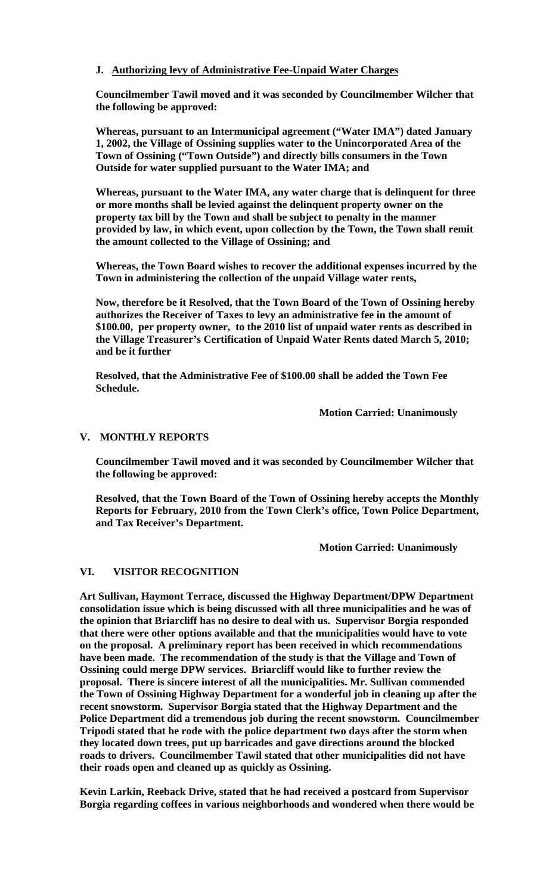### J. Authorizing levy of Administrative Fee-Unpaid Water Charges

**Councilmember Tawil moved and it was seconded by Councilmember Wilcher that the following be approved:**

**Whereas, pursuant to an Intermunicipal agreement ("Water IMA") dated January 1, 2002, the Village of Ossining supplies water to the Unincorporated Area of the Town of Ossining ("Town Outside") and directly bills consumers in the Town Outside for water supplied pursuant to the Water IMA; and**

**Whereas, pursuant to the Water IMA, any water charge that is delinquent for three or more months shall be levied against the delinquent property owner on the property tax bill by the Town and shall be subject to penalty in the manner provided by law, in which event, upon collection by the Town, the Town shall remit the amount collected to the Village of Ossining; and**

**Whereas, the Town Board wishes to recover the additional expenses incurred by the Town in administering the collection of the unpaid Village water rents,**

**Now, therefore be it Resolved, that the Town Board of the Town of Ossining hereby authorizes the Receiver of Taxes to levy an administrative fee in the amount of $100.00, per property owner, to the 2010 list of unpaid water rents as described in the Village Treasurer's Certification of Unpaid Water Rents dated March 5, 2010; and be it further**

**Resolved, that the Administrative Fee of $100.00 shall be added the Town Fee Schedule.**

**Motion Carried: Unanimously**

## V. MONTHLY REPORTS

**Councilmember Tawil moved and it was seconded by Councilmember Wilcher that the following be approved:**

**Resolved, that the Town Board of the Town of Ossining hereby accepts the Monthly Reports for February, 2010 from the Town Clerk's office, Town Police Department, and Tax Receiver's Department.**

**Motion Carried: Unanimously**

## VI. VISITOR RECOGNITION

**Art Sullivan, Haymont Terrace, discussed the Highway Department/DPW Department consolidation issue which is being discussed with all three municipalities and he was of the opinion that Briarcliff has no desire to deal with us. Supervisor Borgia responded that there were other options available and that the municipalities would have to vote on the proposal. A preliminary report has been received in which recommendations have been made. The recommendation of the study is that the Village and Town of Ossining could merge DPW services. Briarcliff would like to further review the proposal. There is sincere interest of all the municipalities. Mr. Sullivan commended the Town of Ossining Highway Department for a wonderful job in cleaning up after the recent snowstorm. Supervisor Borgia stated that the Highway Department and the Police Department did a tremendous job during the recent snowstorm. Councilmember Tripodi stated that he rode with the police department two days after the storm when they located down trees, put up barricades and gave directions around the blocked roads to drivers. Councilmember Tawil stated that other municipalities did not have their roads open and cleaned up as quickly as Ossining.**

**Kevin Larkin, Reeback Drive, stated that he had received a postcard from Supervisor Borgia regarding coffees in various neighborhoods and wondered when there would be**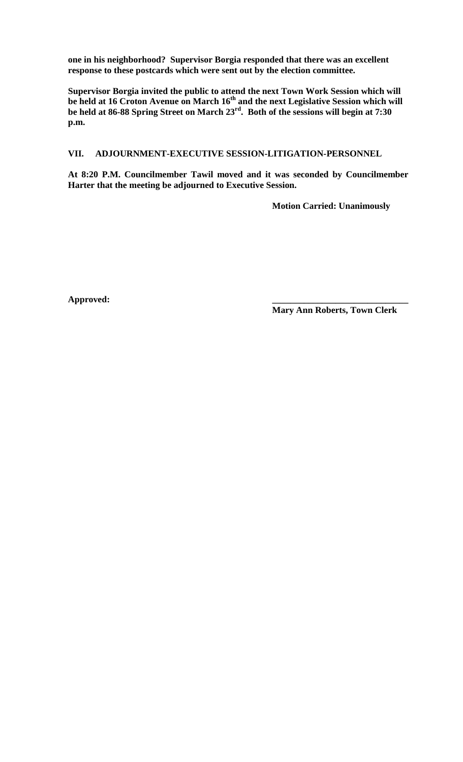**one in his neighborhood? Supervisor Borgia responded that there was an excellent response to these postcards which were sent out by the election committee.**

**Supervisor Borgia invited the public to attend the next Town Work Session which will be held at 16 Croton Avenue on March 16th and the next Legislative Session which will be held at 86-88 Spring Street on March 23rd. Both of the sessions will begin at 7:30 p.m.**

## VII. ADJOURNMENT-EXECUTIVE SESSION-LITIGATION-PERSONNEL

**At 8:20 P.M. Councilmember Tawil moved and it was seconded by Councilmember Harter that the meeting be adjourned to Executive Session.**

**Motion Carried: Unanimously**

**Approved:** ______________________________

**Mary Ann Roberts, Town Clerk**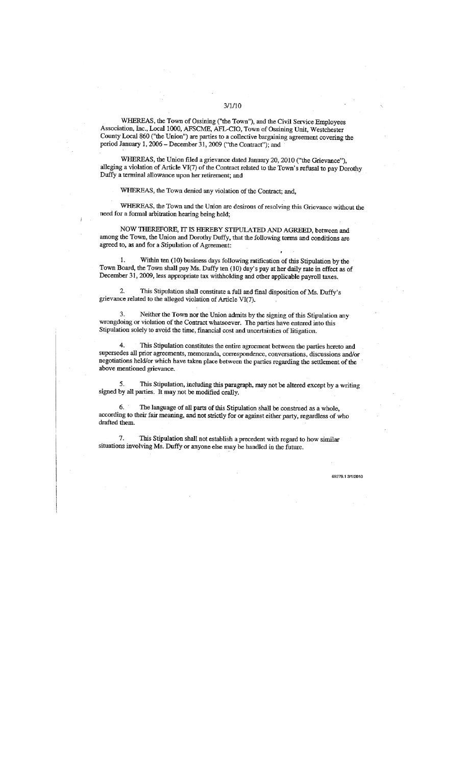3/1/10

WHEREAS, the Town of Ossining ("the Town"), and the Civil Service Employees Association, Inc., Local 1000, AFSCME, AFL-CIO, Town of Ossining Unit, Westchester County Local 860 ("the Union") are parties to a collective bargaining agreement covering the period January 1, 2006 – December 31, 2009 ("the Contract"); and

WHEREAS, the Union filed a grievance dated January 20, 2010 ("the Grievance"), alleging a violation of Article VI(7) of the Contract related to the Town's refusal to pay Dorothy Duffy a terminal allowance upon her retirement; and

WHEREAS, the Town denied any violation of the Contract; and,

WHEREAS, the Town and the Union are desirous of resolving this Grievance without the need for a formal arbitration hearing being held;

NOW THEREFORE, IT IS HEREBY STIPULATED AND AGREED, between and among the Town, the Union and Dorothy Duffy, that the following terms and conditions are agreed to, as and for a Stipulation of Agreement:

1. Within ten (10) business days following ratification of this Stipulation by the Town Board, the Town shall pay Ms. Duffy ten (10) day's pay at her daily rate in effect as of December 31, 2009, less appropriate tax withholding and other applicable payroll taxes.

2. This Stipulation shall constitute a full and final disposition of Ms. Duffy's grievance related to the alleged violation of Article VI(7).

3. Neither the Town nor the Union admits by the signing of this Stipulation any wrongdoing or violation of the Contract whatsoever. The parties have entered into this Stipulation solely to avoid the time, financial cost and uncertainties of litigation.

4. This Stipulation constitutes the entire agreement between the parties hereto and supersedes all prior agreements, memoranda, correspondence, conversations, discussions and/or negotiations held/or which have taken place between the parties regarding the settlement of the above mentioned grievance.

5. This Stipulation, including this paragraph, may not be altered except by a writing signed by all parties. It may not be modified orally.

6. The language of all parts of this Stipulation shall be construed as a whole, according to their fair meaning, and not strictly for or against either party, regardless of who drafted them.

7. This Stipulation shall not establish a precedent with regard to how similar situations involving Ms. Duffy or anyone else may be handled in the future.

69279.1 3/1/2010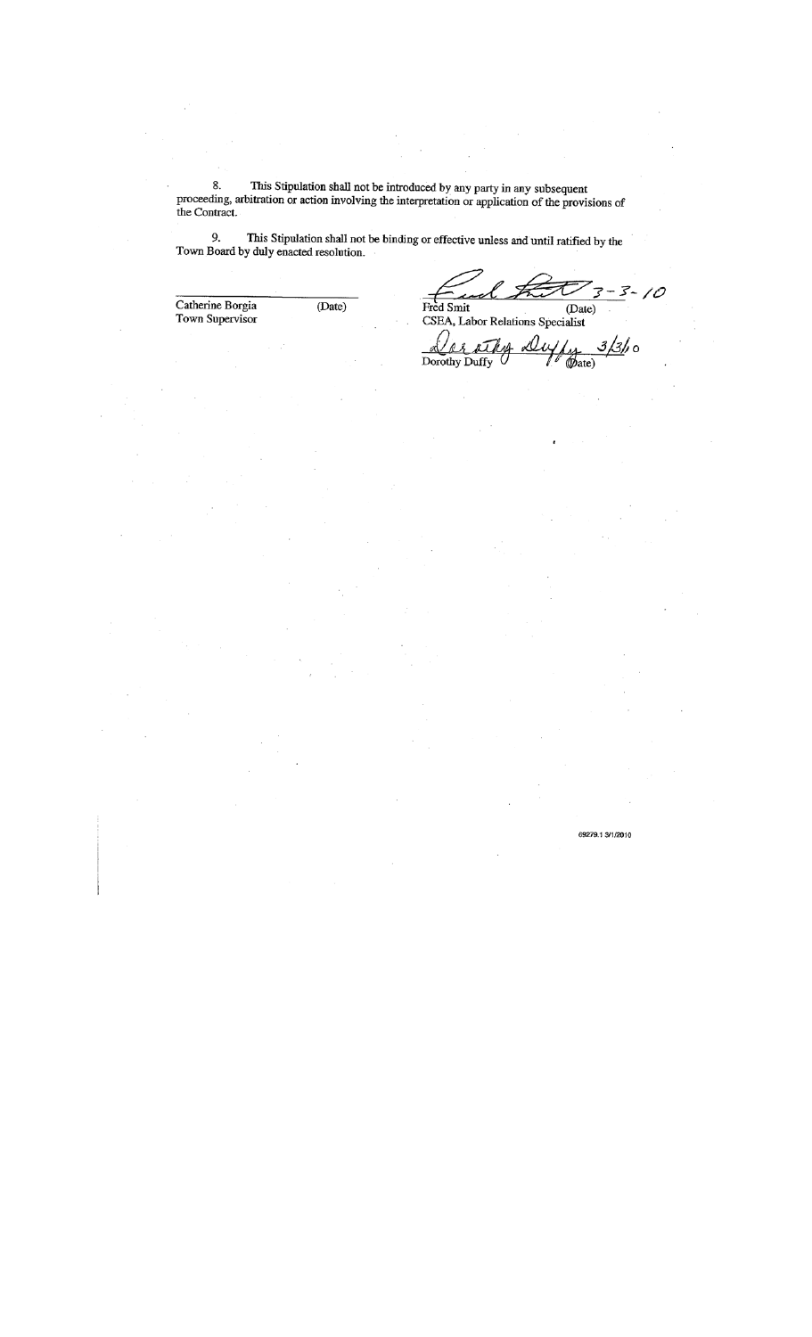8. This Stipulation shall not be introduced by any party in any subsequent proceeding, arbitration or action involving the interpretation or application of the provisions of the Contract.

9. This Stipulation shall not be binding or effective unless and until ratified by the Town Board by duly enacted resolution.

| | |
|---|---|
| \_\_\_\_\_\_\_\_\_\_\_\_\_\_\_\_\_\_\_\_\_\_\_\_\_\_\_\_ | *Fred Smit* 3-3-10 |
| Catherine Borgia (Date) | Fred Smit (Date) |
| Town Supervisor | CSEA, Labor Relations Specialist |
| | *Dorothy Duffy* 3/3/10 |
| | Dorothy Duffy (Date) |

69279.1 3/1/2010